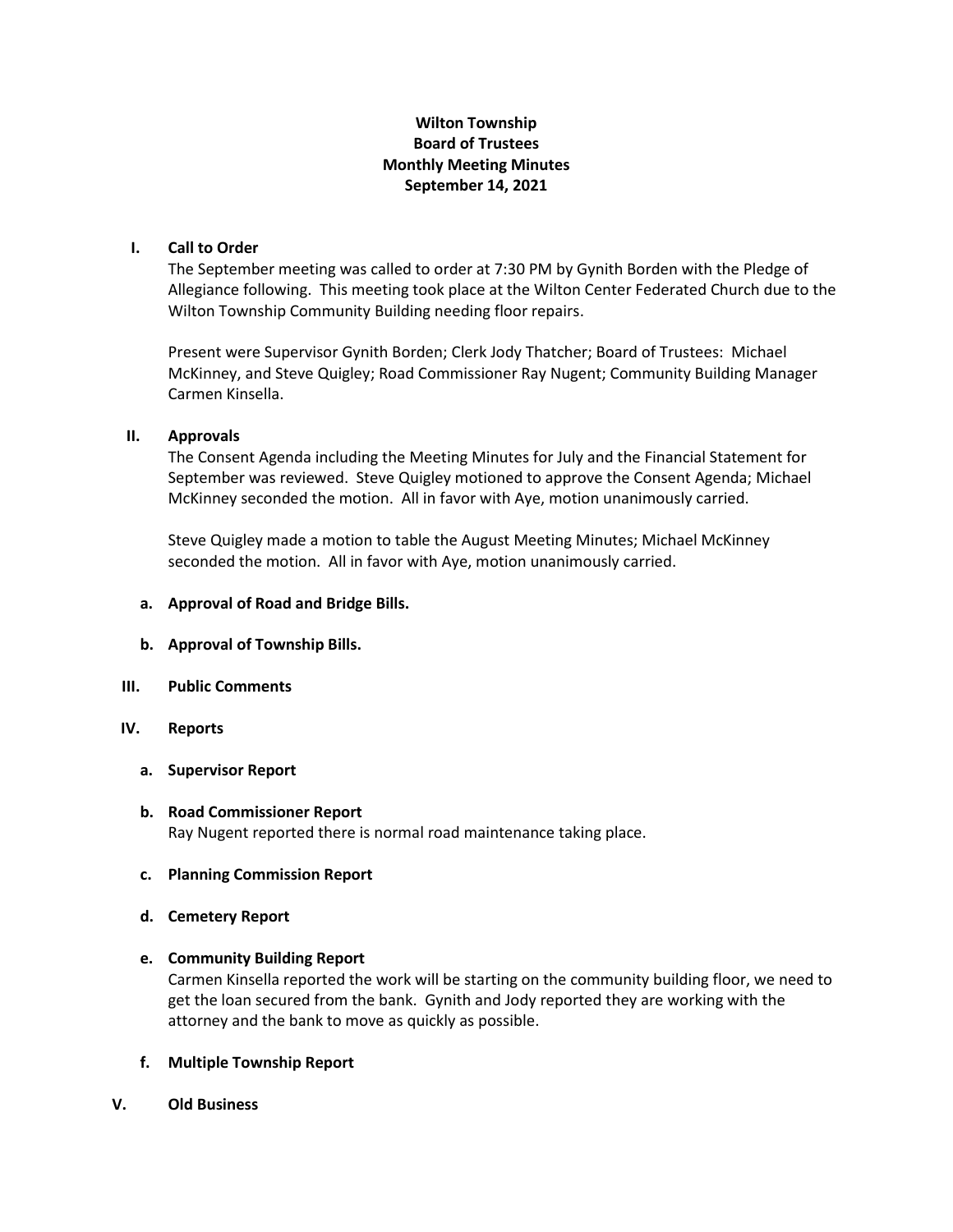**Wilton Township**
**Board of Trustees**
**Monthly Meeting Minutes**
**September 14, 2021**

**I. Call to Order**

The September meeting was called to order at 7:30 PM by Gynith Borden with the Pledge of Allegiance following. This meeting took place at the Wilton Center Federated Church due to the Wilton Township Community Building needing floor repairs.

Present were Supervisor Gynith Borden; Clerk Jody Thatcher; Board of Trustees: Michael McKinney, and Steve Quigley; Road Commissioner Ray Nugent; Community Building Manager Carmen Kinsella.

**II. Approvals**

The Consent Agenda including the Meeting Minutes for July and the Financial Statement for September was reviewed. Steve Quigley motioned to approve the Consent Agenda; Michael McKinney seconded the motion. All in favor with Aye, motion unanimously carried.

Steve Quigley made a motion to table the August Meeting Minutes; Michael McKinney seconded the motion. All in favor with Aye, motion unanimously carried.

**a. Approval of Road and Bridge Bills.**

**b. Approval of Township Bills.**

**III. Public Comments**

**IV. Reports**

**a. Supervisor Report**

**b. Road Commissioner Report**

Ray Nugent reported there is normal road maintenance taking place.

**c. Planning Commission Report**

**d. Cemetery Report**

**e. Community Building Report**

Carmen Kinsella reported the work will be starting on the community building floor, we need to get the loan secured from the bank. Gynith and Jody reported they are working with the attorney and the bank to move as quickly as possible.

**f. Multiple Township Report**

**V. Old Business**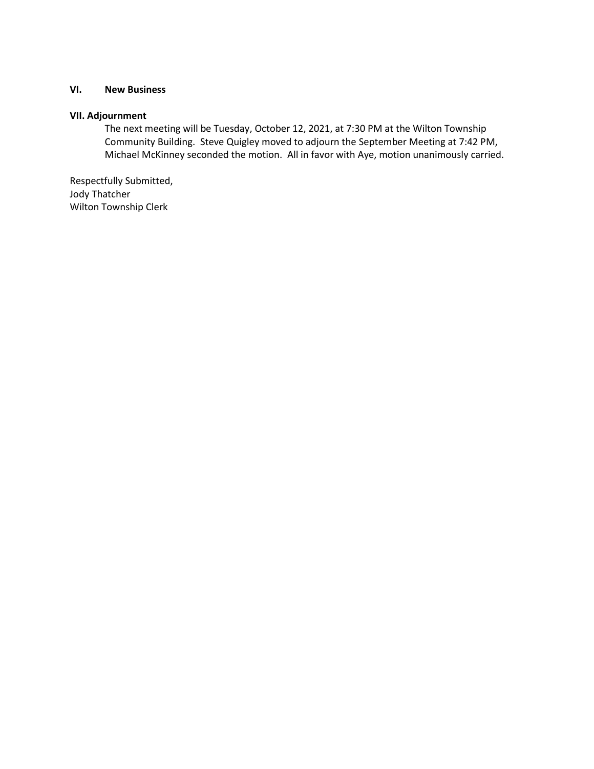**VI. New Business**

**VII. Adjournment**

The next meeting will be Tuesday, October 12, 2021, at 7:30 PM at the Wilton Township Community Building. Steve Quigley moved to adjourn the September Meeting at 7:42 PM, Michael McKinney seconded the motion. All in favor with Aye, motion unanimously carried.

Respectfully Submitted,
Jody Thatcher
Wilton Township Clerk